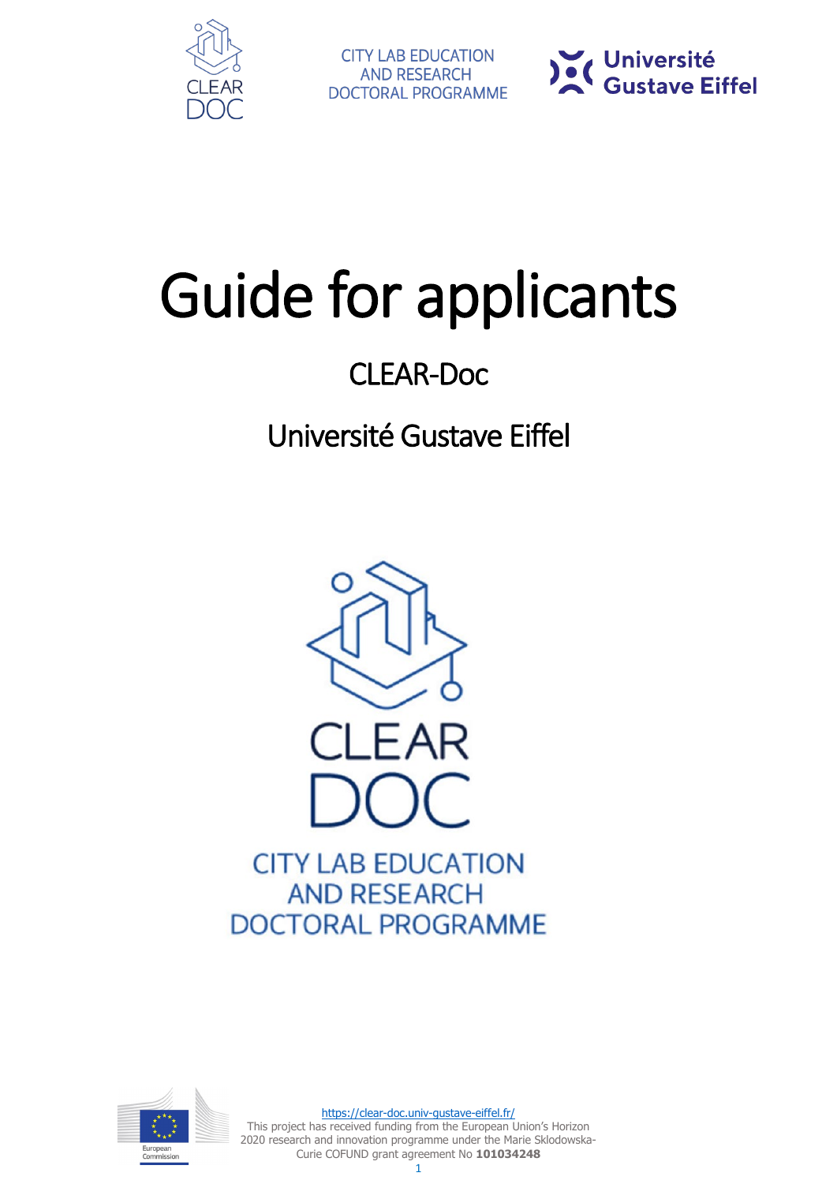CITY LAB EDUCATION
AND RESEARCH
DOCTORAL PROGRAMME

# Guide for applicants

## CLEAR-Doc

## Université Gustave Eiffel

CLEAR DOC

CITY LAB EDUCATION
AND RESEARCH
DOCTORAL PROGRAMME

https://clear-doc.univ-gustave-eiffel.fr/

This project has received funding from the European Union's Horizon 2020 research and innovation programme under the Marie Sklodowska-Curie COFUND grant agreement No **101034248**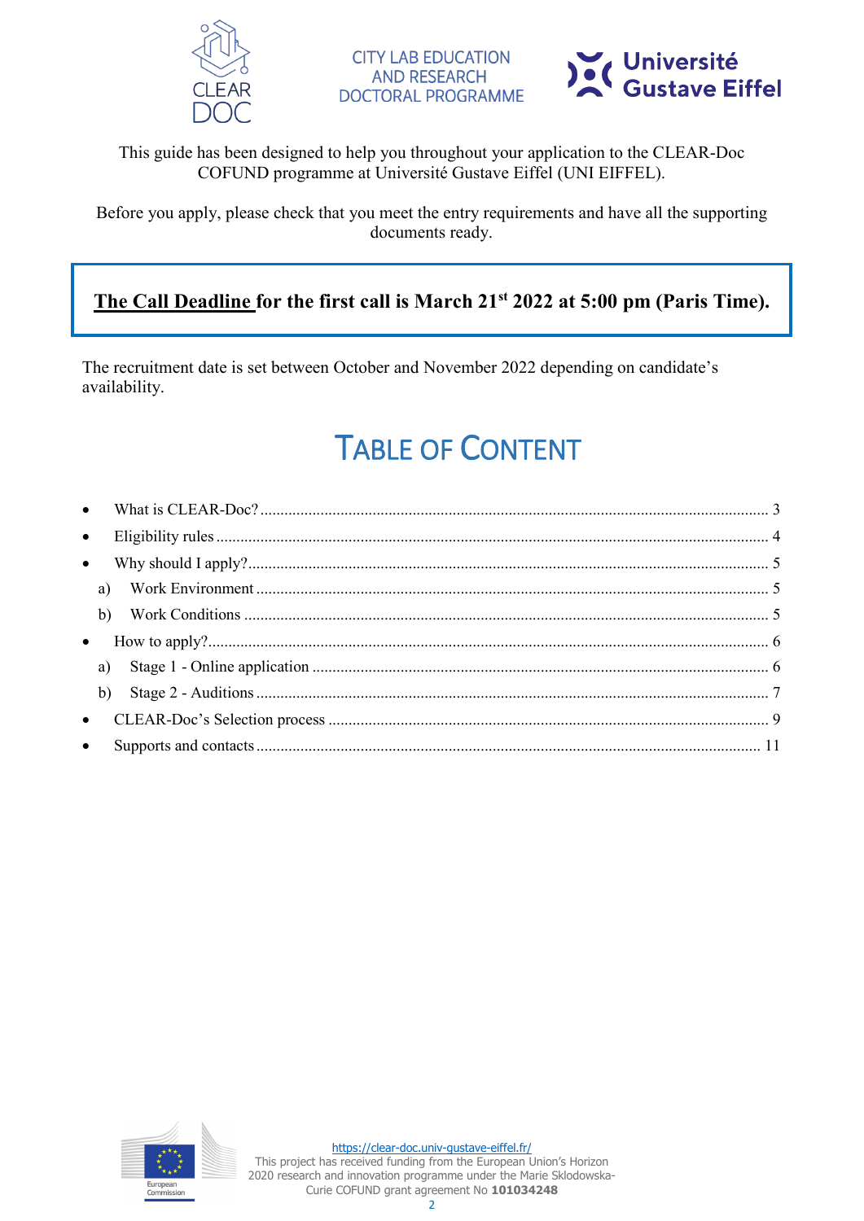CITY LAB EDUCATION AND RESEARCH DOCTORAL PROGRAMME

This guide has been designed to help you throughout your application to the CLEAR-Doc COFUND programme at Université Gustave Eiffel (UNI EIFFEL).

Before you apply, please check that you meet the entry requirements and have all the supporting documents ready.

**The Call Deadline for the first call is March 21st 2022 at 5:00 pm (Paris Time).**

The recruitment date is set between October and November 2022 depending on candidate's availability.

# TABLE OF CONTENT

- What is CLEAR-Doc? ........ 3
- Eligibility rules ........ 4
- Why should I apply? ........ 5
  - a) Work Environment ........ 5
  - b) Work Conditions ........ 5
- How to apply? ........ 6
  - a) Stage 1 - Online application ........ 6
  - b) Stage 2 - Auditions ........ 7
- CLEAR-Doc's Selection process ........ 9
- Supports and contacts ........ 11

https://clear-doc.univ-gustave-eiffel.fr/
This project has received funding from the European Union's Horizon 2020 research and innovation programme under the Marie Sklodowska-Curie COFUND grant agreement No **101034248**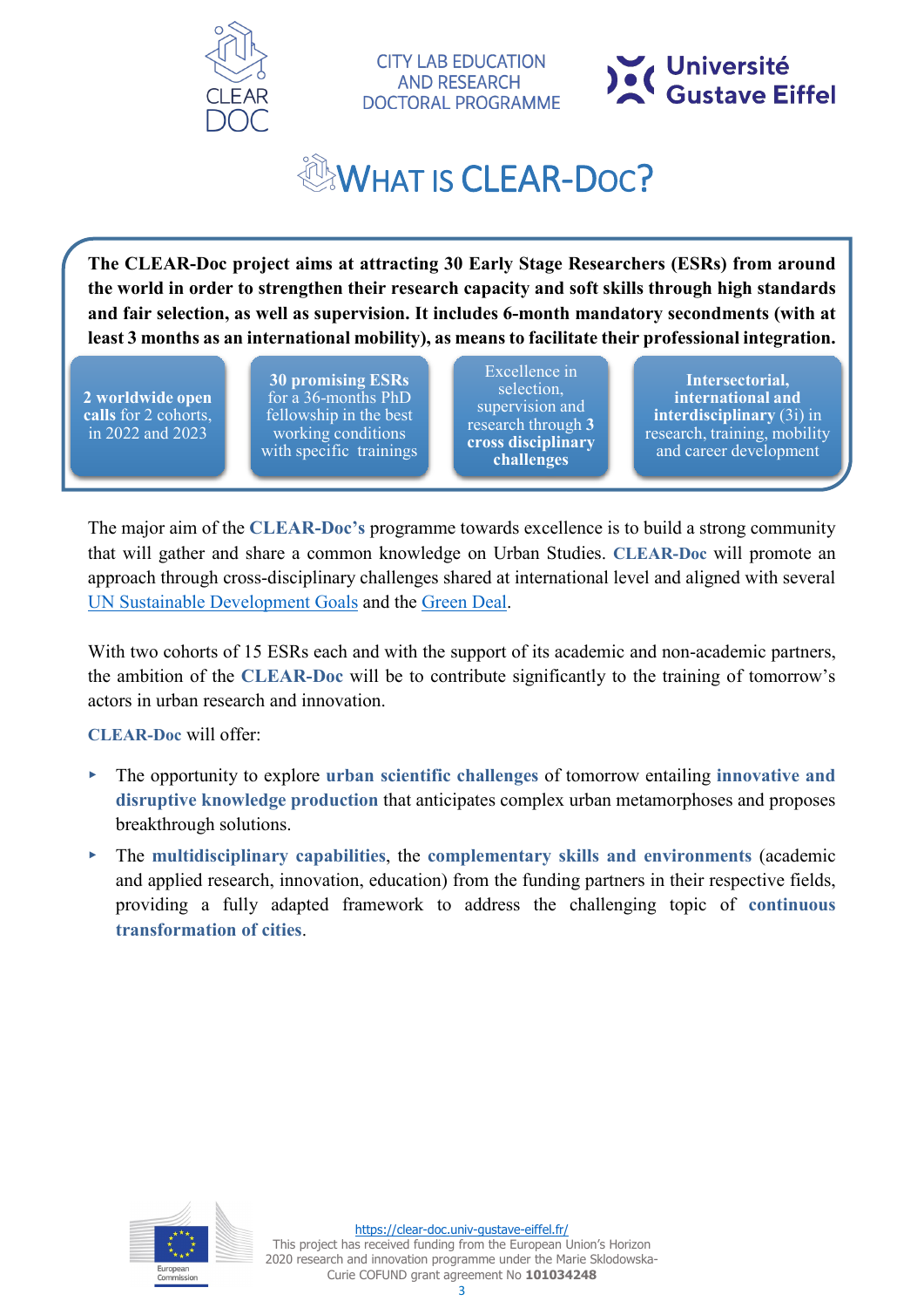CLEAR DOC

CITY LAB EDUCATION AND RESEARCH DOCTORAL PROGRAMME

Université Gustave Eiffel

# What is CLEAR-Doc?

**The CLEAR-Doc project aims at attracting 30 Early Stage Researchers (ESRs) from around the world in order to strengthen their research capacity and soft skills through high standards and fair selection, as well as supervision. It includes 6-month mandatory secondments (with at least 3 months as an international mobility), as means to facilitate their professional integration.**

- **2 worldwide open calls** for 2 cohorts, in 2022 and 2023
- **30 promising ESRs** for a 36-months PhD fellowship in the best working conditions with specific trainings
- Excellence in selection, supervision and research through **3 cross disciplinary challenges**
- **Intersectorial, international and interdisciplinary** (3i) in research, training, mobility and career development

The major aim of the **CLEAR-Doc's** programme towards excellence is to build a strong community that will gather and share a common knowledge on Urban Studies. **CLEAR-Doc** will promote an approach through cross-disciplinary challenges shared at international level and aligned with several UN Sustainable Development Goals and the Green Deal.

With two cohorts of 15 ESRs each and with the support of its academic and non-academic partners, the ambition of the **CLEAR-Doc** will be to contribute significantly to the training of tomorrow's actors in urban research and innovation.

**CLEAR-Doc** will offer:

- The opportunity to explore **urban scientific challenges** of tomorrow entailing **innovative and disruptive knowledge production** that anticipates complex urban metamorphoses and proposes breakthrough solutions.
- The **multidisciplinary capabilities**, the **complementary skills and environments** (academic and applied research, innovation, education) from the funding partners in their respective fields, providing a fully adapted framework to address the challenging topic of **continuous transformation of cities**.

https://clear-doc.univ-gustave-eiffel.fr/

This project has received funding from the European Union's Horizon 2020 research and innovation programme under the Marie Sklodowska-Curie COFUND grant agreement No **101034248**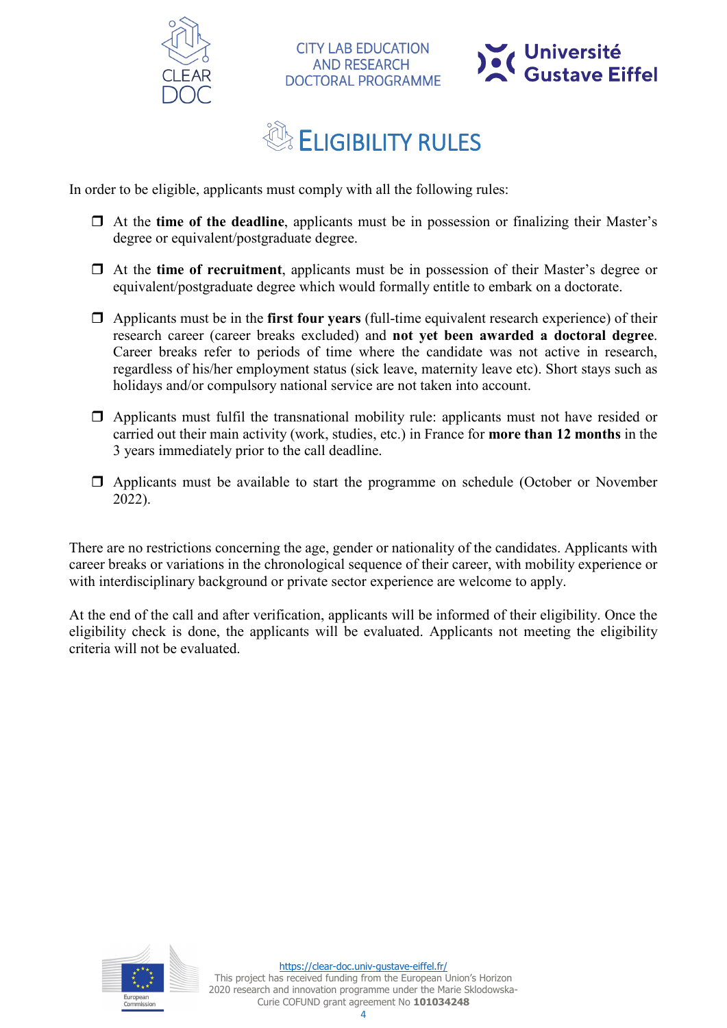# ELIGIBILITY RULES

In order to be eligible, applicants must comply with all the following rules:

- At the **time of the deadline**, applicants must be in possession or finalizing their Master's degree or equivalent/postgraduate degree.
- At the **time of recruitment**, applicants must be in possession of their Master's degree or equivalent/postgraduate degree which would formally entitle to embark on a doctorate.
- Applicants must be in the **first four years** (full-time equivalent research experience) of their research career (career breaks excluded) and **not yet been awarded a doctoral degree**. Career breaks refer to periods of time where the candidate was not active in research, regardless of his/her employment status (sick leave, maternity leave etc). Short stays such as holidays and/or compulsory national service are not taken into account.
- Applicants must fulfil the transnational mobility rule: applicants must not have resided or carried out their main activity (work, studies, etc.) in France for **more than 12 months** in the 3 years immediately prior to the call deadline.
- Applicants must be available to start the programme on schedule (October or November 2022).

There are no restrictions concerning the age, gender or nationality of the candidates. Applicants with career breaks or variations in the chronological sequence of their career, with mobility experience or with interdisciplinary background or private sector experience are welcome to apply.

At the end of the call and after verification, applicants will be informed of their eligibility. Once the eligibility check is done, the applicants will be evaluated. Applicants not meeting the eligibility criteria will not be evaluated.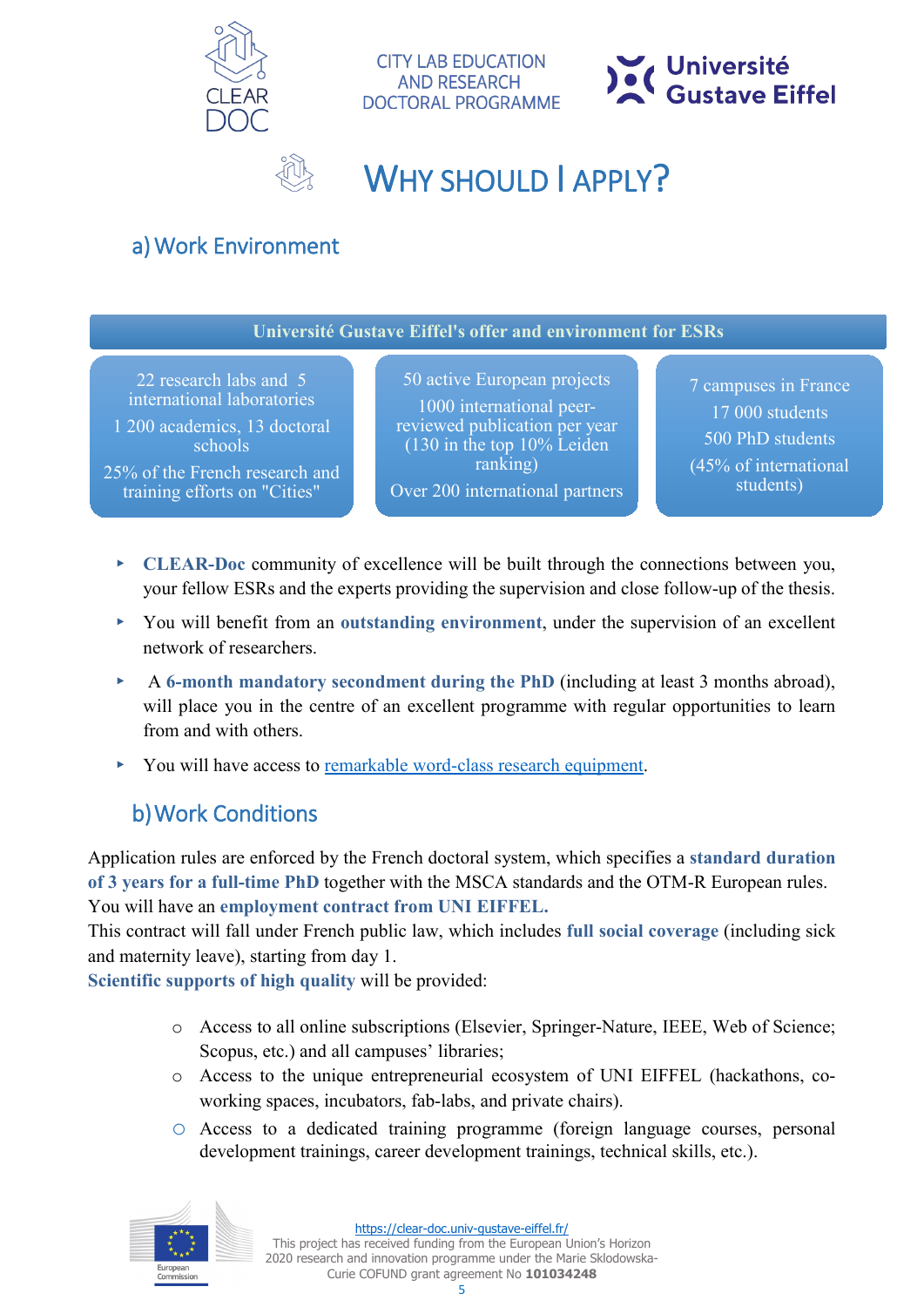# WHY SHOULD I APPLY?

## a) Work Environment

| Université Gustave Eiffel's offer and environment for ESRs | | |
|---|---|---|
| 22 research labs and 5 international laboratories<br>1 200 academics, 13 doctoral schools<br>25% of the French research and training efforts on "Cities" | 50 active European projects<br>1000 international peer-reviewed publication per year (130 in the top 10% Leiden ranking)<br>Over 200 international partners | 7 campuses in France<br>17 000 students<br>500 PhD students<br>(45% of international students) |

- **CLEAR-Doc** community of excellence will be built through the connections between you, your fellow ESRs and the experts providing the supervision and close follow-up of the thesis.
- You will benefit from an **outstanding environment**, under the supervision of an excellent network of researchers.
- A **6-month mandatory secondment during the PhD** (including at least 3 months abroad), will place you in the centre of an excellent programme with regular opportunities to learn from and with others.
- You will have access to remarkable word-class research equipment.

## b) Work Conditions

Application rules are enforced by the French doctoral system, which specifies a **standard duration of 3 years for a full-time PhD** together with the MSCA standards and the OTM-R European rules. You will have an **employment contract from UNI EIFFEL.**
This contract will fall under French public law, which includes **full social coverage** (including sick and maternity leave), starting from day 1.
**Scientific supports of high quality** will be provided:

- Access to all online subscriptions (Elsevier, Springer-Nature, IEEE, Web of Science; Scopus, etc.) and all campuses' libraries;
- Access to the unique entrepreneurial ecosystem of UNI EIFFEL (hackathons, co-working spaces, incubators, fab-labs, and private chairs).
- Access to a dedicated training programme (foreign language courses, personal development trainings, career development trainings, technical skills, etc.).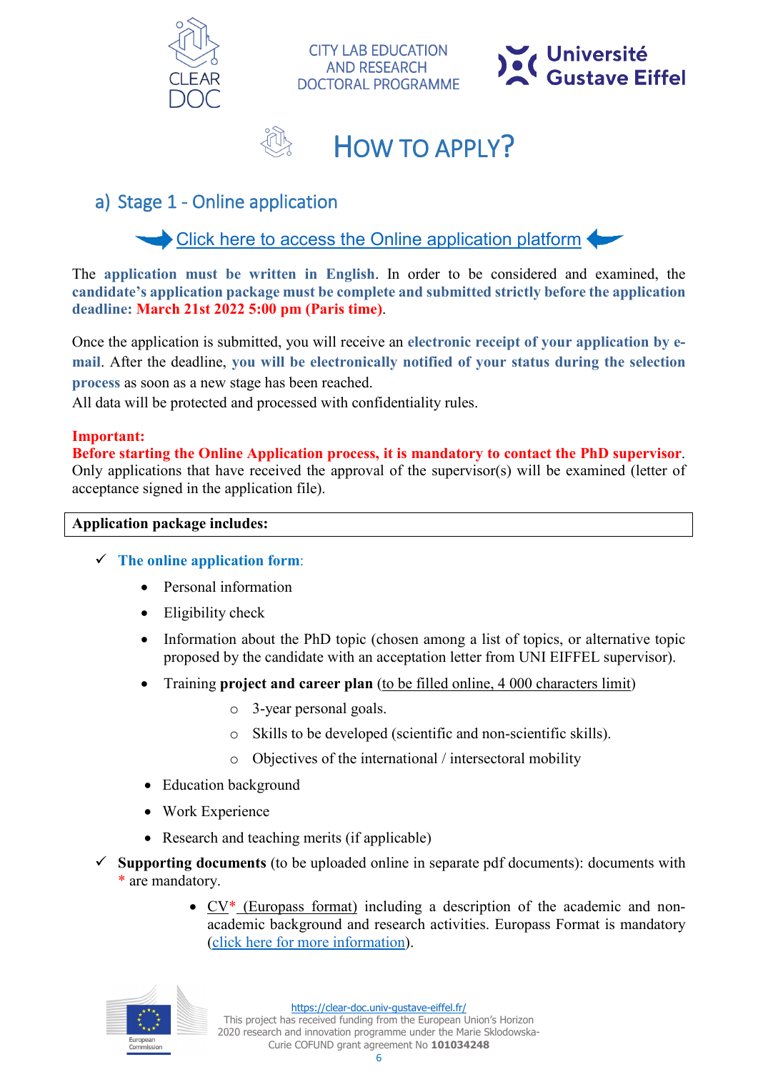CITY LAB EDUCATION AND RESEARCH DOCTORAL PROGRAMME

# HOW TO APPLY?

## a) Stage 1 - Online application

Click here to access the Online application platform

The **application must be written in English**. In order to be considered and examined, the **candidate's application package must be complete and submitted strictly before the application deadline: March 21st 2022 5:00 pm (Paris time)**.

Once the application is submitted, you will receive an **electronic receipt of your application by e-mail**. After the deadline, **you will be electronically notified of your status during the selection process** as soon as a new stage has been reached.
All data will be protected and processed with confidentiality rules.

**Important:**
**Before starting the Online Application process, it is mandatory to contact the PhD supervisor**. Only applications that have received the approval of the supervisor(s) will be examined (letter of acceptance signed in the application file).

**Application package includes:**

- ✓ **The online application form**:
  - Personal information
  - Eligibility check
  - Information about the PhD topic (chosen among a list of topics, or alternative topic proposed by the candidate with an acceptation letter from UNI EIFFEL supervisor).
  - Training **project and career plan** (to be filled online, 4 000 characters limit)
    - 3-year personal goals.
    - Skills to be developed (scientific and non-scientific skills).
    - Objectives of the international / intersectoral mobility
  - Education background
  - Work Experience
  - Research and teaching merits (if applicable)
- ✓ **Supporting documents** (to be uploaded online in separate pdf documents): documents with * are mandatory.
  - CV* (Europass format) including a description of the academic and non-academic background and research activities. Europass Format is mandatory (click here for more information).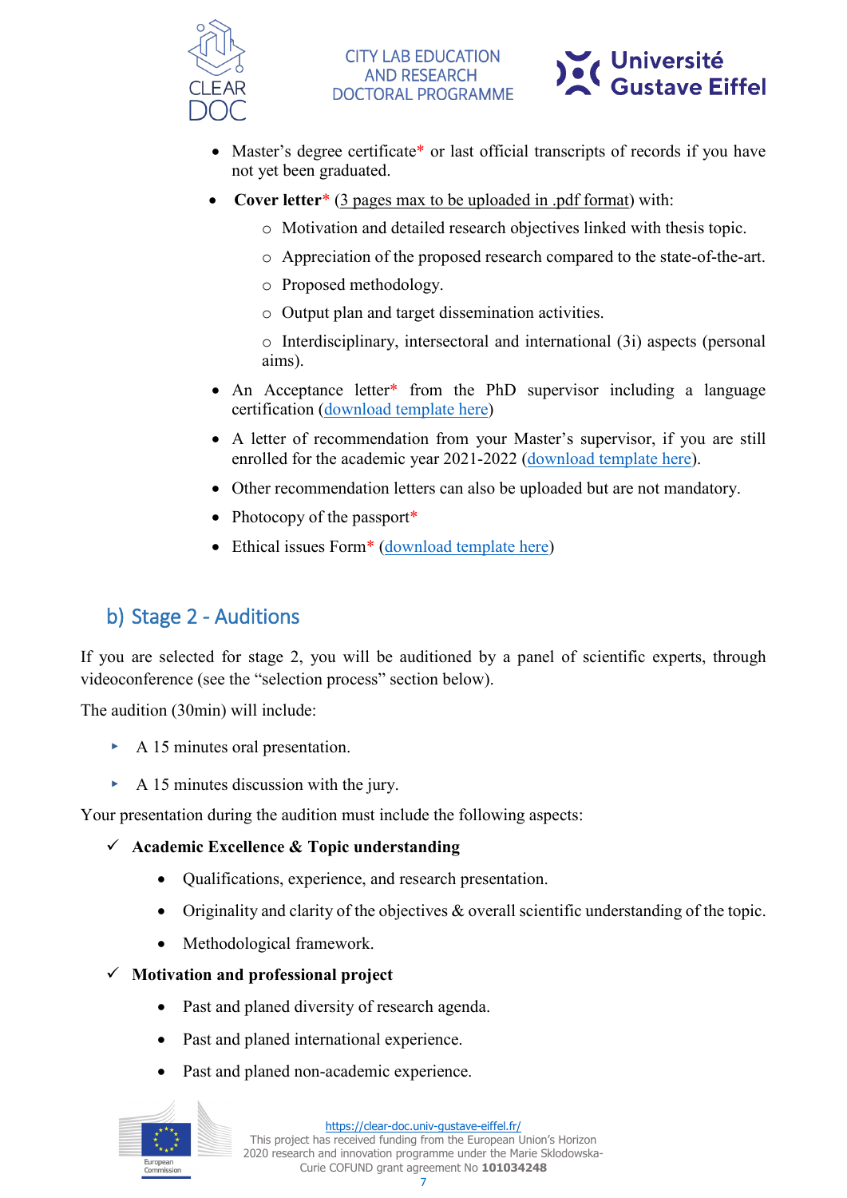- Master's degree certificate* or last official transcripts of records if you have not yet been graduated.
- **Cover letter*** (3 pages max to be uploaded in .pdf format) with:
  - Motivation and detailed research objectives linked with thesis topic.
  - Appreciation of the proposed research compared to the state-of-the-art.
  - Proposed methodology.
  - Output plan and target dissemination activities.
  - Interdisciplinary, intersectoral and international (3i) aspects (personal aims).
- An Acceptance letter* from the PhD supervisor including a language certification (download template here)
- A letter of recommendation from your Master's supervisor, if you are still enrolled for the academic year 2021-2022 (download template here).
- Other recommendation letters can also be uploaded but are not mandatory.
- Photocopy of the passport*
- Ethical issues Form* (download template here)

## b) Stage 2 - Auditions

If you are selected for stage 2, you will be auditioned by a panel of scientific experts, through videoconference (see the "selection process" section below).

The audition (30min) will include:

- A 15 minutes oral presentation.
- A 15 minutes discussion with the jury.

Your presentation during the audition must include the following aspects:

✓ **Academic Excellence & Topic understanding**

- Qualifications, experience, and research presentation.
- Originality and clarity of the objectives & overall scientific understanding of the topic.
- Methodological framework.

✓ **Motivation and professional project**

- Past and planed diversity of research agenda.
- Past and planed international experience.
- Past and planed non-academic experience.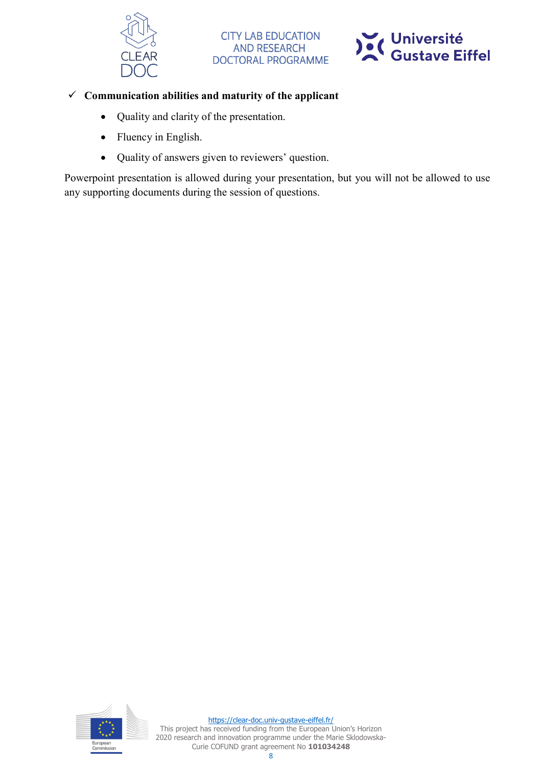- ✓ **Communication abilities and maturity of the applicant**
  - Quality and clarity of the presentation.
  - Fluency in English.
  - Quality of answers given to reviewers' question.

Powerpoint presentation is allowed during your presentation, but you will not be allowed to use any supporting documents during the session of questions.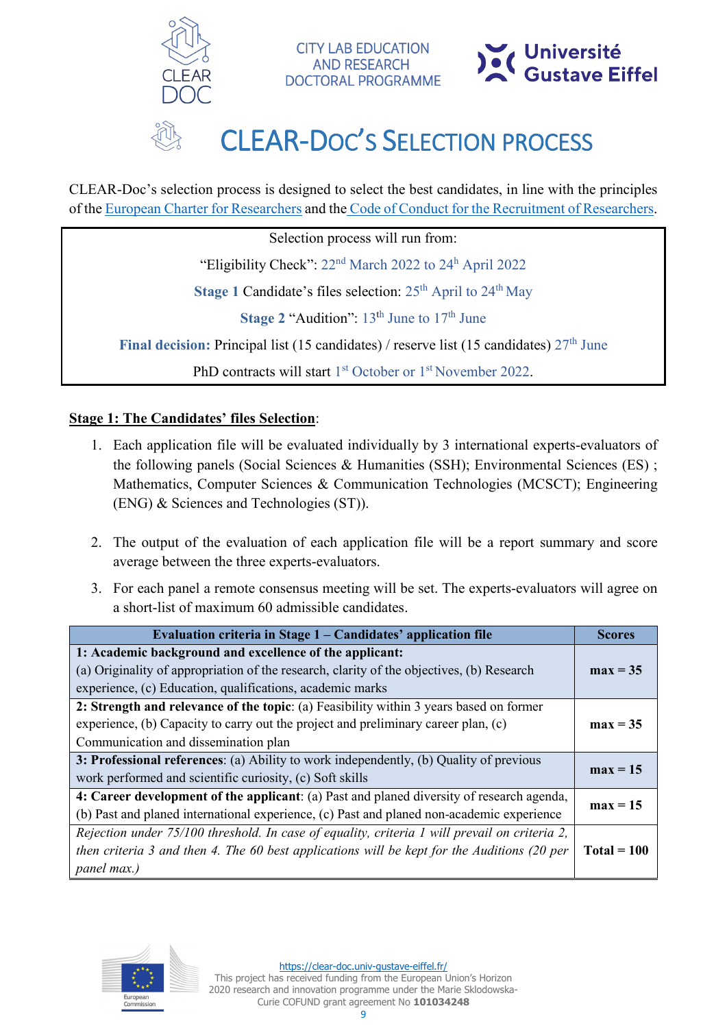# CLEAR-DOC'S SELECTION PROCESS

CLEAR-Doc's selection process is designed to select the best candidates, in line with the principles of the European Charter for Researchers and the Code of Conduct for the Recruitment of Researchers.

> Selection process will run from:
>
> "Eligibility Check": 22nd March 2022 to 24th April 2022
>
> **Stage 1** Candidate's files selection: 25th April to 24th May
>
> **Stage 2** "Audition": 13th June to 17th June
>
> **Final decision:** Principal list (15 candidates) / reserve list (15 candidates) 27th June
>
> PhD contracts will start 1st October or 1st November 2022.

**Stage 1: The Candidates' files Selection**:

1. Each application file will be evaluated individually by 3 international experts-evaluators of the following panels (Social Sciences & Humanities (SSH); Environmental Sciences (ES) ; Mathematics, Computer Sciences & Communication Technologies (MCSCT); Engineering (ENG) & Sciences and Technologies (ST)).

2. The output of the evaluation of each application file will be a report summary and score average between the three experts-evaluators.

3. For each panel a remote consensus meeting will be set. The experts-evaluators will agree on a short-list of maximum 60 admissible candidates.

| Evaluation criteria in Stage 1 – Candidates' application file | Scores |
|---|---|
| **1: Academic background and excellence of the applicant:** (a) Originality of appropriation of the research, clarity of the objectives, (b) Research experience, (c) Education, qualifications, academic marks | **max = 35** |
| **2: Strength and relevance of the topic**: (a) Feasibility within 3 years based on former experience, (b) Capacity to carry out the project and preliminary career plan, (c) Communication and dissemination plan | **max = 35** |
| **3: Professional references**: (a) Ability to work independently, (b) Quality of previous work performed and scientific curiosity, (c) Soft skills | **max = 15** |
| **4: Career development of the applicant**: (a) Past and planed diversity of research agenda, (b) Past and planed international experience, (c) Past and planed non-academic experience | **max = 15** |
| *Rejection under 75/100 threshold. In case of equality, criteria 1 will prevail on criteria 2, then criteria 3 and then 4. The 60 best applications will be kept for the Auditions (20 per panel max.)* | **Total = 100** |

https://clear-doc.univ-gustave-eiffel.fr/
This project has received funding from the European Union's Horizon 2020 research and innovation programme under the Marie Sklodowska-Curie COFUND grant agreement No **101034248**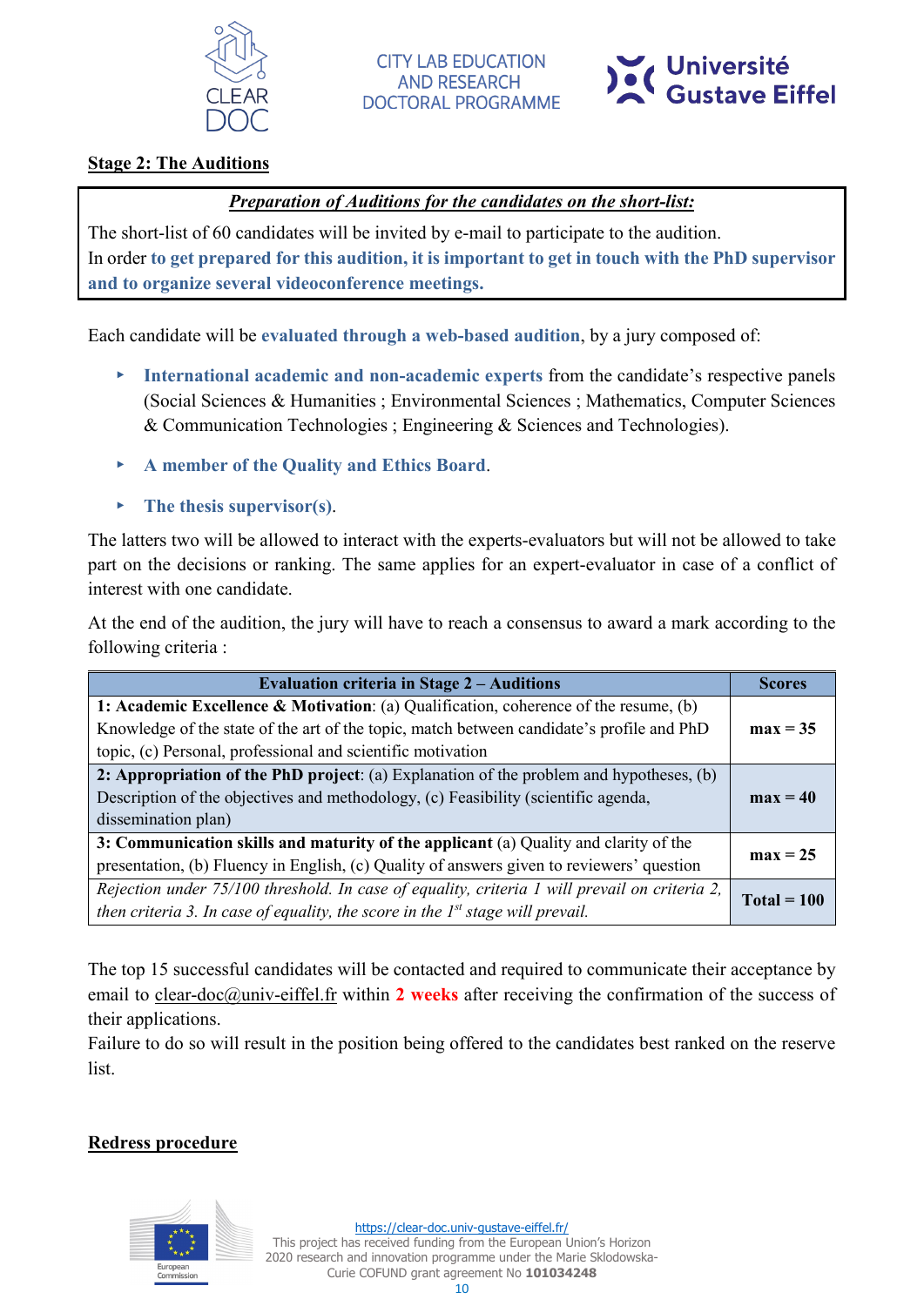## Stage 2: The Auditions

***Preparation of Auditions for the candidates on the short-list:***

The short-list of 60 candidates will be invited by e-mail to participate to the audition.
In order **to get prepared for this audition, it is important to get in touch with the PhD supervisor and to organize several videoconference meetings.**

Each candidate will be **evaluated through a web-based audition**, by a jury composed of:

- **International academic and non-academic experts** from the candidate's respective panels (Social Sciences & Humanities ; Environmental Sciences ; Mathematics, Computer Sciences & Communication Technologies ; Engineering & Sciences and Technologies).
- **A member of the Quality and Ethics Board**.
- **The thesis supervisor(s)**.

The latters two will be allowed to interact with the experts-evaluators but will not be allowed to take part on the decisions or ranking. The same applies for an expert-evaluator in case of a conflict of interest with one candidate.

At the end of the audition, the jury will have to reach a consensus to award a mark according to the following criteria :

| Evaluation criteria in Stage 2 – Auditions | Scores |
|---|---|
| **1: Academic Excellence & Motivation**: (a) Qualification, coherence of the resume, (b) Knowledge of the state of the art of the topic, match between candidate's profile and PhD topic, (c) Personal, professional and scientific motivation | **max = 35** |
| **2: Appropriation of the PhD project**: (a) Explanation of the problem and hypotheses, (b) Description of the objectives and methodology, (c) Feasibility (scientific agenda, dissemination plan) | **max = 40** |
| **3: Communication skills and maturity of the applicant** (a) Quality and clarity of the presentation, (b) Fluency in English, (c) Quality of answers given to reviewers' question | **max = 25** |
| *Rejection under 75/100 threshold. In case of equality, criteria 1 will prevail on criteria 2, then criteria 3. In case of equality, the score in the 1st stage will prevail.* | **Total = 100** |

The top 15 successful candidates will be contacted and required to communicate their acceptance by email to clear-doc@univ-eiffel.fr within **2 weeks** after receiving the confirmation of the success of their applications.
Failure to do so will result in the position being offered to the candidates best ranked on the reserve list.

## Redress procedure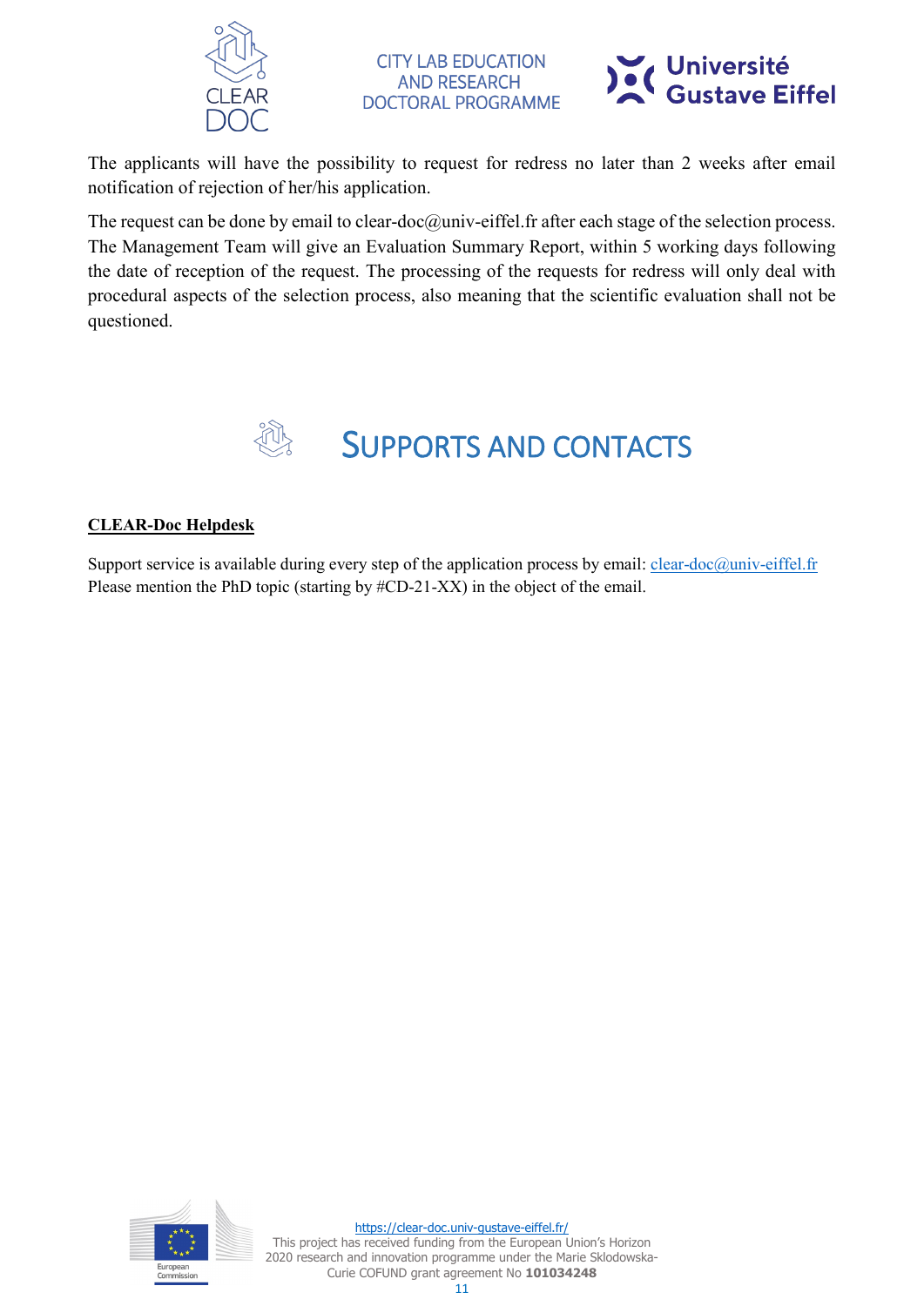The applicants will have the possibility to request for redress no later than 2 weeks after email notification of rejection of her/his application.

The request can be done by email to clear-doc@univ-eiffel.fr after each stage of the selection process. The Management Team will give an Evaluation Summary Report, within 5 working days following the date of reception of the request. The processing of the requests for redress will only deal with procedural aspects of the selection process, also meaning that the scientific evaluation shall not be questioned.

# SUPPORTS AND CONTACTS

**CLEAR-Doc Helpdesk**

Support service is available during every step of the application process by email: clear-doc@univ-eiffel.fr
Please mention the PhD topic (starting by #CD-21-XX) in the object of the email.